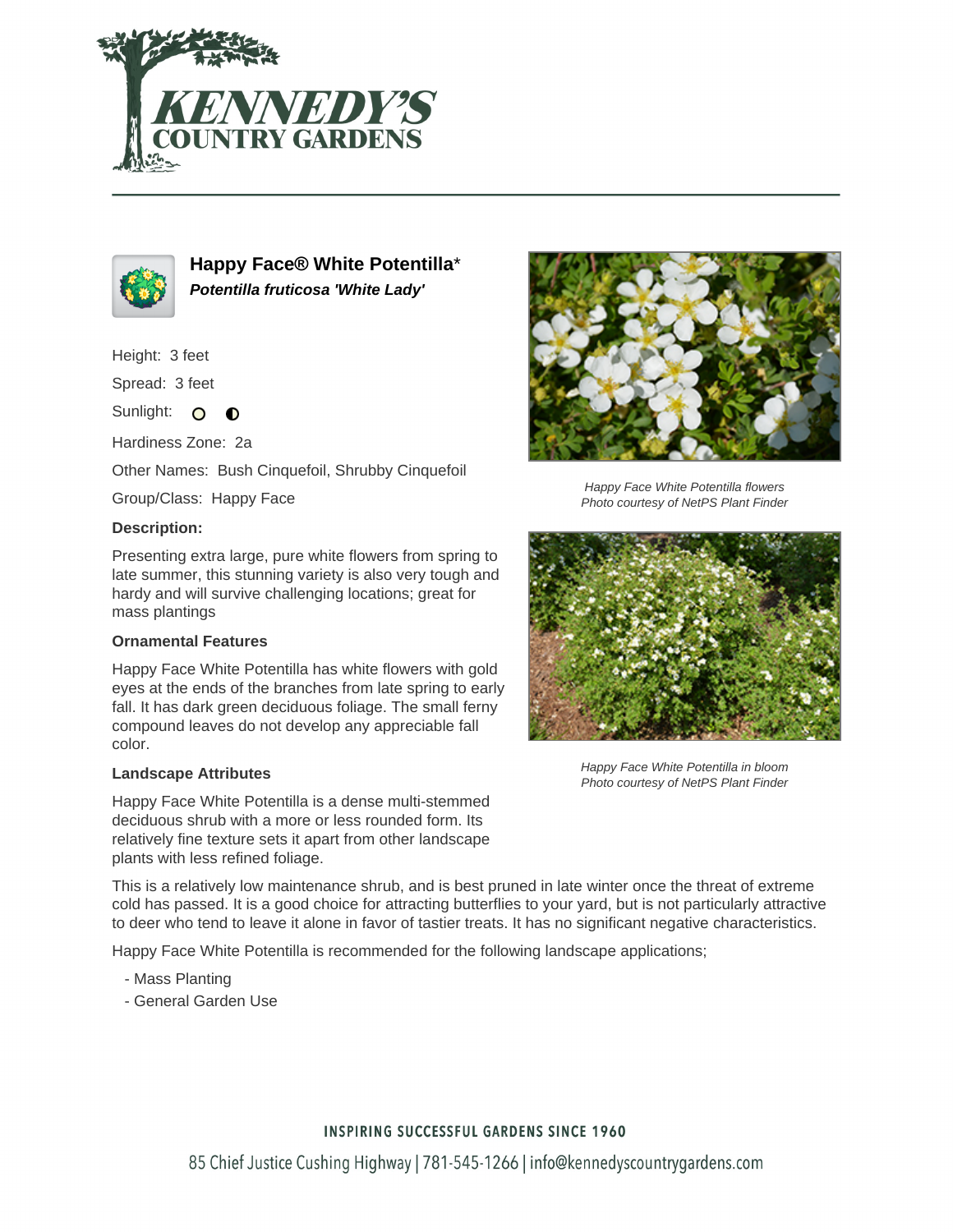# Happy Face® White Potentilla*

***Potentilla fruticosa 'White Lady'***

Height: 3 feet

Spread: 3 feet

Sunlight: ○ ◐

Hardiness Zone: 2a

Other Names: Bush Cinquefoil, Shrubby Cinquefoil

Group/Class: Happy Face

**Description:**

Presenting extra large, pure white flowers from spring to late summer, this stunning variety is also very tough and hardy and will survive challenging locations; great for mass plantings

**Ornamental Features**

Happy Face White Potentilla has white flowers with gold eyes at the ends of the branches from late spring to early fall. It has dark green deciduous foliage. The small ferny compound leaves do not develop any appreciable fall color.

**Landscape Attributes**

Happy Face White Potentilla is a dense multi-stemmed deciduous shrub with a more or less rounded form. Its relatively fine texture sets it apart from other landscape plants with less refined foliage.

This is a relatively low maintenance shrub, and is best pruned in late winter once the threat of extreme cold has passed. It is a good choice for attracting butterflies to your yard, but is not particularly attractive to deer who tend to leave it alone in favor of tastier treats. It has no significant negative characteristics.

Happy Face White Potentilla is recommended for the following landscape applications;

- Mass Planting
- General Garden Use

*Happy Face White Potentilla flowers*
*Photo courtesy of NetPS Plant Finder*

*Happy Face White Potentilla in bloom*
*Photo courtesy of NetPS Plant Finder*

INSPIRING SUCCESSFUL GARDENS SINCE 1960

85 Chief Justice Cushing Highway | 781-545-1266 | info@kennedyscountrygardens.com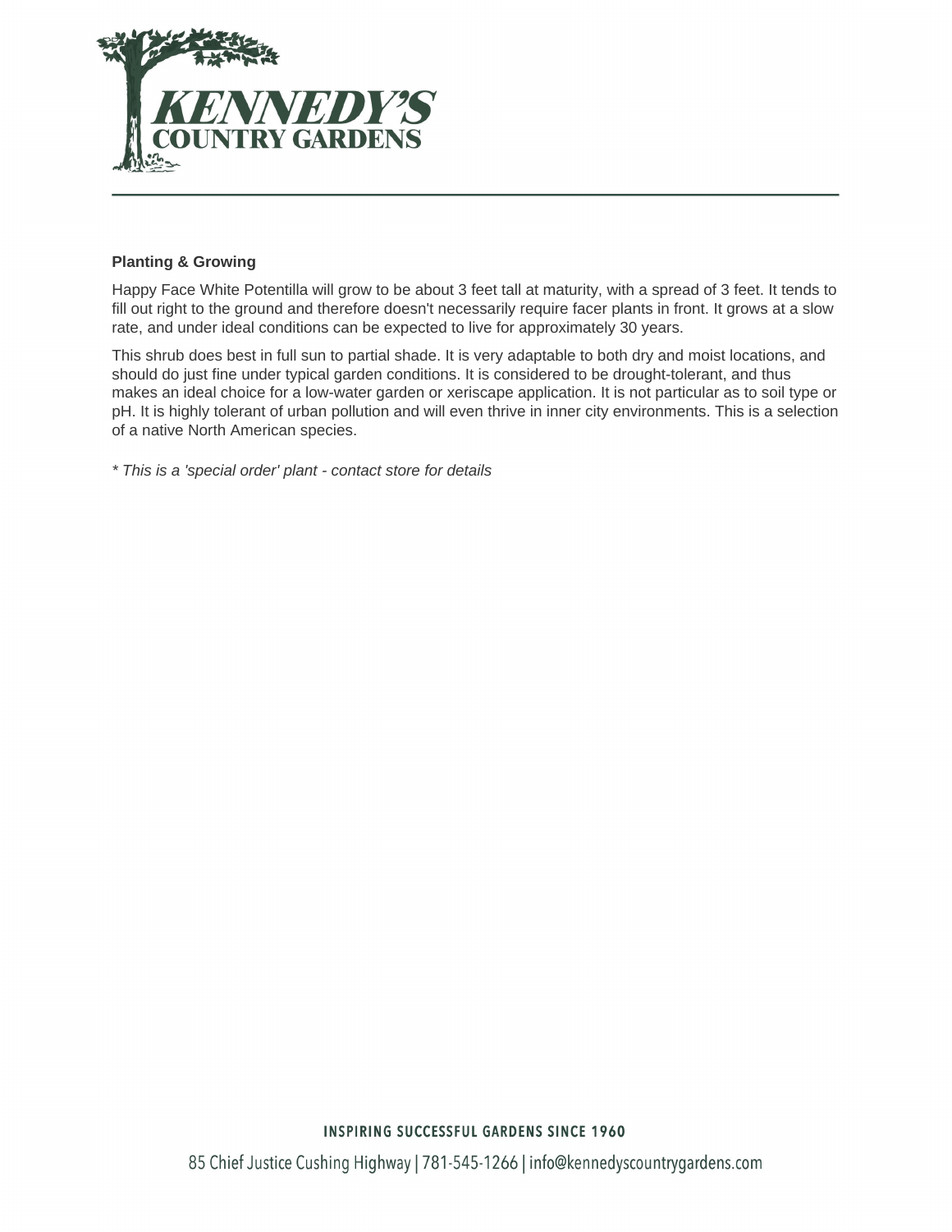### Planting & Growing

Happy Face White Potentilla will grow to be about 3 feet tall at maturity, with a spread of 3 feet. It tends to fill out right to the ground and therefore doesn't necessarily require facer plants in front. It grows at a slow rate, and under ideal conditions can be expected to live for approximately 30 years.

This shrub does best in full sun to partial shade. It is very adaptable to both dry and moist locations, and should do just fine under typical garden conditions. It is considered to be drought-tolerant, and thus makes an ideal choice for a low-water garden or xeriscape application. It is not particular as to soil type or pH. It is highly tolerant of urban pollution and will even thrive in inner city environments. This is a selection of a native North American species.

*\* This is a 'special order' plant - contact store for details*